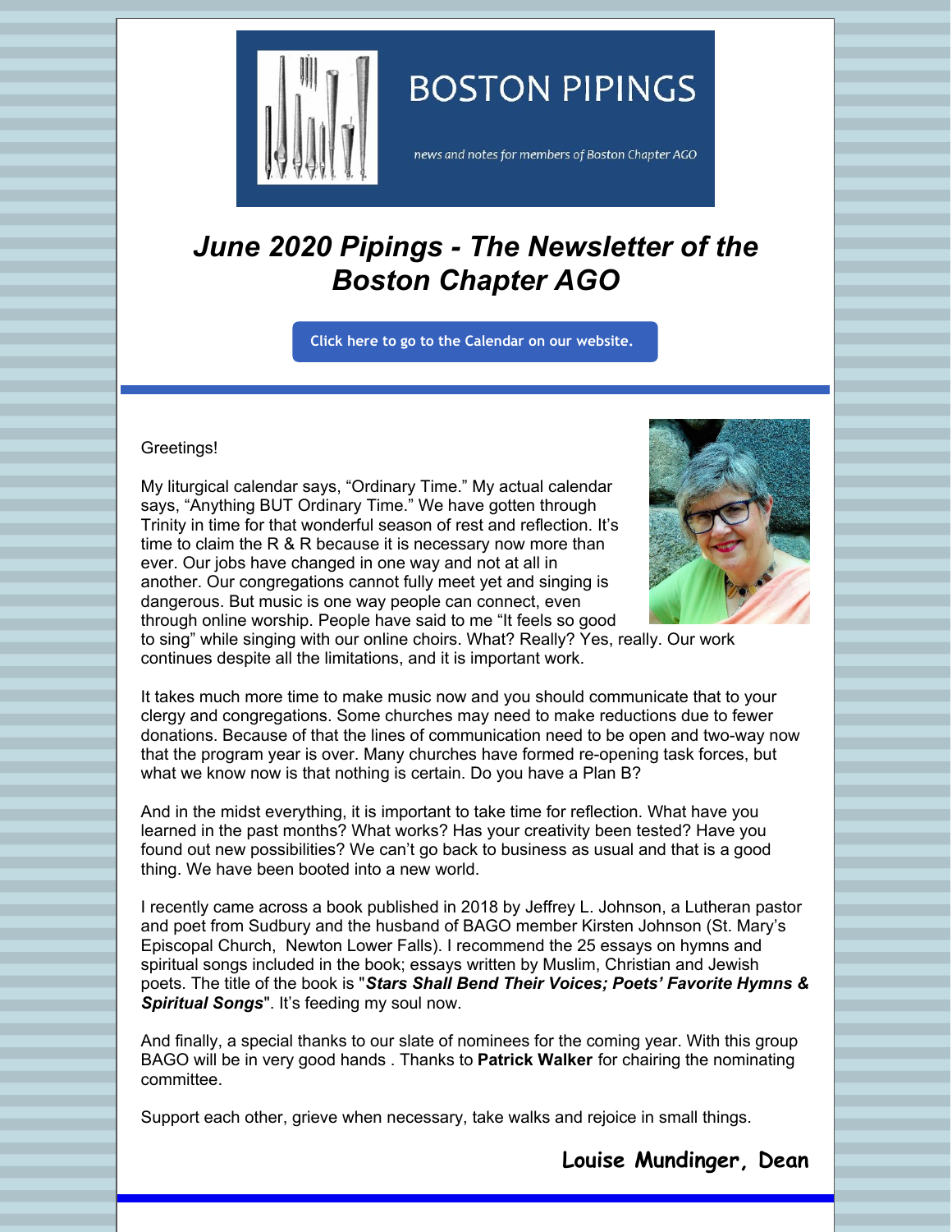# BOSTON PIPINGS

news and notes for members of Boston Chapter AGO

## *June 2020 Pipings - The Newsletter of the Boston Chapter AGO*

Click here to go to the Calendar on our website.

Greetings!

My liturgical calendar says, "Ordinary Time." My actual calendar says, "Anything BUT Ordinary Time." We have gotten through Trinity in time for that wonderful season of rest and reflection. It's time to claim the R & R because it is necessary now more than ever. Our jobs have changed in one way and not at all in another. Our congregations cannot fully meet yet and singing is dangerous. But music is one way people can connect, even through online worship. People have said to me "It feels so good to sing" while singing with our online choirs. What? Really? Yes, really. Our work continues despite all the limitations, and it is important work.

It takes much more time to make music now and you should communicate that to your clergy and congregations. Some churches may need to make reductions due to fewer donations. Because of that the lines of communication need to be open and two-way now that the program year is over. Many churches have formed re-opening task forces, but what we know now is that nothing is certain. Do you have a Plan B?

And in the midst everything, it is important to take time for reflection. What have you learned in the past months? What works? Has your creativity been tested? Have you found out new possibilities? We can't go back to business as usual and that is a good thing. We have been booted into a new world.

I recently came across a book published in 2018 by Jeffrey L. Johnson, a Lutheran pastor and poet from Sudbury and the husband of BAGO member Kirsten Johnson (St. Mary's Episcopal Church, Newton Lower Falls). I recommend the 25 essays on hymns and spiritual songs included in the book; essays written by Muslim, Christian and Jewish poets. The title of the book is "***Stars Shall Bend Their Voices; Poets' Favorite Hymns & Spiritual Songs***". It's feeding my soul now.

And finally, a special thanks to our slate of nominees for the coming year. With this group BAGO will be in very good hands . Thanks to **Patrick Walker** for chairing the nominating committee.

Support each other, grieve when necessary, take walks and rejoice in small things.

**Louise Mundinger, Dean**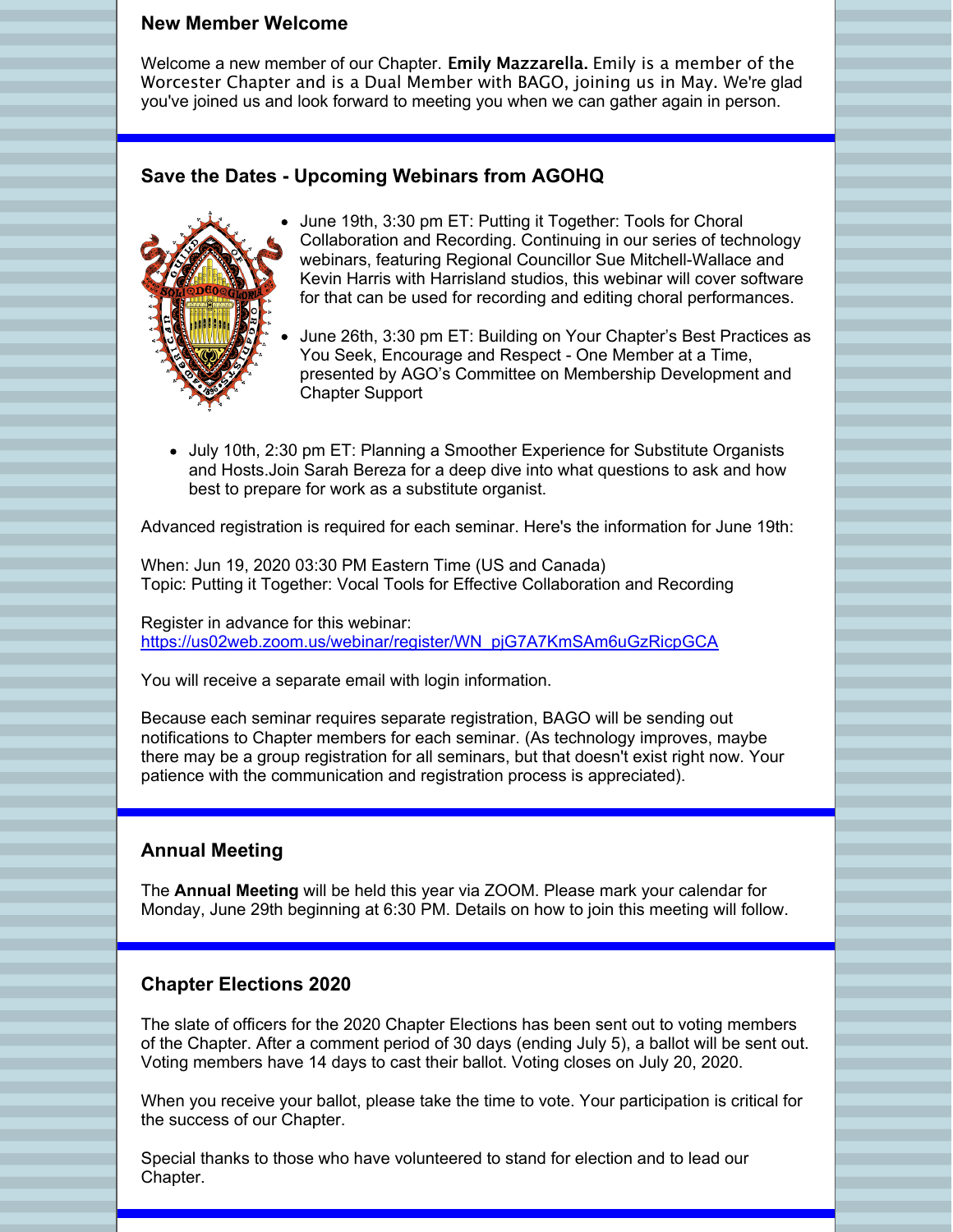### New Member Welcome

Welcome a new member of our Chapter. **Emily Mazzarella.** Emily is a member of the Worcester Chapter and is a Dual Member with BAGO, joining us in May. We're glad you've joined us and look forward to meeting you when we can gather again in person.

### Save the Dates - Upcoming Webinars from AGOHQ

- June 19th, 3:30 pm ET: Putting it Together: Tools for Choral Collaboration and Recording. Continuing in our series of technology webinars, featuring Regional Councillor Sue Mitchell-Wallace and Kevin Harris with Harrisland studios, this webinar will cover software for that can be used for recording and editing choral performances.
- June 26th, 3:30 pm ET: Building on Your Chapter's Best Practices as You Seek, Encourage and Respect - One Member at a Time, presented by AGO's Committee on Membership Development and Chapter Support
- July 10th, 2:30 pm ET: Planning a Smoother Experience for Substitute Organists and Hosts.Join Sarah Bereza for a deep dive into what questions to ask and how best to prepare for work as a substitute organist.

Advanced registration is required for each seminar. Here's the information for June 19th:

When: Jun 19, 2020 03:30 PM Eastern Time (US and Canada)
Topic: Putting it Together: Vocal Tools for Effective Collaboration and Recording

Register in advance for this webinar:
https://us02web.zoom.us/webinar/register/WN_pjG7A7KmSAm6uGzRicpGCA

You will receive a separate email with login information.

Because each seminar requires separate registration, BAGO will be sending out notifications to Chapter members for each seminar. (As technology improves, maybe there may be a group registration for all seminars, but that doesn't exist right now. Your patience with the communication and registration process is appreciated).

### Annual Meeting

The **Annual Meeting** will be held this year via ZOOM. Please mark your calendar for Monday, June 29th beginning at 6:30 PM. Details on how to join this meeting will follow.

### Chapter Elections 2020

The slate of officers for the 2020 Chapter Elections has been sent out to voting members of the Chapter. After a comment period of 30 days (ending July 5), a ballot will be sent out. Voting members have 14 days to cast their ballot. Voting closes on July 20, 2020.

When you receive your ballot, please take the time to vote. Your participation is critical for the success of our Chapter.

Special thanks to those who have volunteered to stand for election and to lead our Chapter.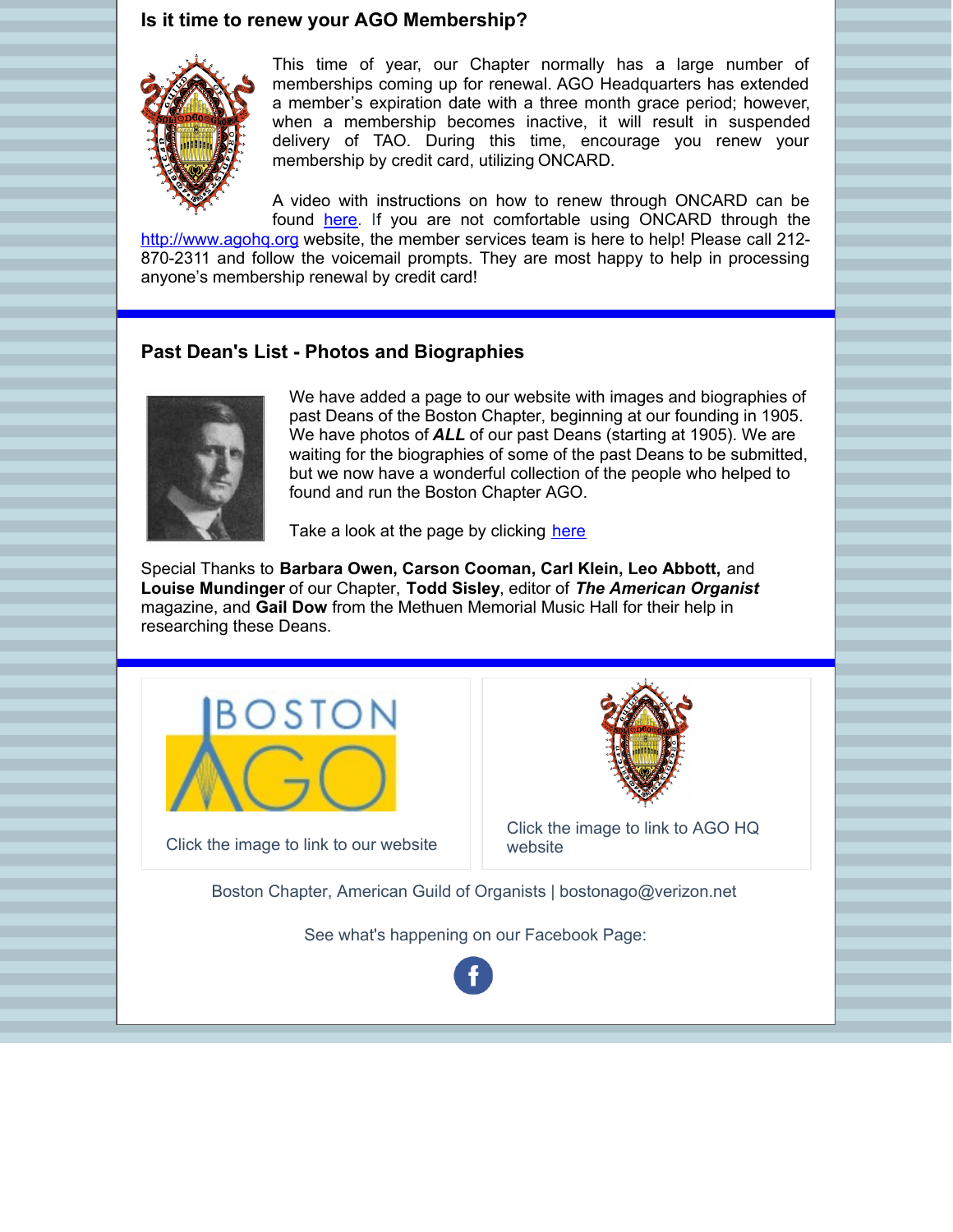## Is it time to renew your AGO Membership?

This time of year, our Chapter normally has a large number of memberships coming up for renewal. AGO Headquarters has extended a member's expiration date with a three month grace period; however, when a membership becomes inactive, it will result in suspended delivery of TAO. During this time, encourage you renew your membership by credit card, utilizing ONCARD.

A video with instructions on how to renew through ONCARD can be found here. If you are not comfortable using ONCARD through the http://www.agohq.org website, the member services team is here to help! Please call 212-870-2311 and follow the voicemail prompts. They are most happy to help in processing anyone's membership renewal by credit card!

## Past Dean's List - Photos and Biographies

We have added a page to our website with images and biographies of past Deans of the Boston Chapter, beginning at our founding in 1905. We have photos of ***ALL*** of our past Deans (starting at 1905). We are waiting for the biographies of some of the past Deans to be submitted, but we now have a wonderful collection of the people who helped to found and run the Boston Chapter AGO.

Take a look at the page by clicking here

Special Thanks to **Barbara Owen, Carson Cooman, Carl Klein, Leo Abbott,** and **Louise Mundinger** of our Chapter, **Todd Sisley**, editor of ***The American Organist*** magazine, and **Gail Dow** from the Methuen Memorial Music Hall for their help in researching these Deans.

Click the image to link to our website

Click the image to link to AGO HQ website

Boston Chapter, American Guild of Organists | bostonago@verizon.net

See what's happening on our Facebook Page: